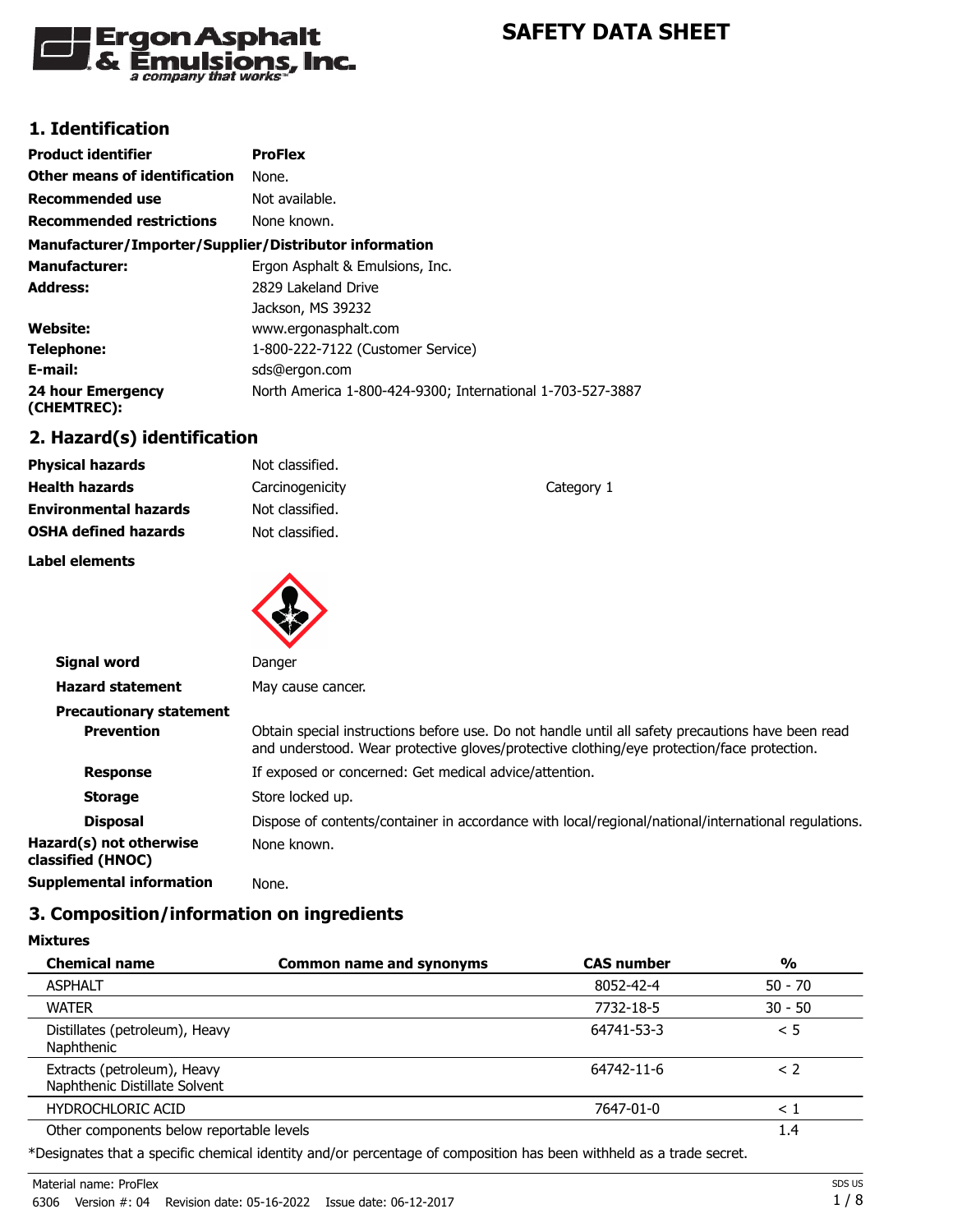# SAFETY DATA SHEET

Ergon Asphalt & Emulsions, Inc.
*a company that works™*

## 1. Identification

| | |
|---|---|
| **Product identifier** | **ProFlex** |
| **Other means of identification** | None. |
| **Recommended use** | Not available. |
| **Recommended restrictions** | None known. |

**Manufacturer/Importer/Supplier/Distributor information**

| | |
|---|---|
| **Manufacturer:** | Ergon Asphalt & Emulsions, Inc. |
| **Address:** | 2829 Lakeland Drive<br>Jackson, MS 39232 |
| **Website:** | www.ergonasphalt.com |
| **Telephone:** | 1-800-222-7122 (Customer Service) |
| **E-mail:** | sds@ergon.com |
| **24 hour Emergency (CHEMTREC):** | North America 1-800-424-9300; International 1-703-527-3887 |

## 2. Hazard(s) identification

| | | |
|---|---|---|
| **Physical hazards** | Not classified. | |
| **Health hazards** | Carcinogenicity | Category 1 |
| **Environmental hazards** | Not classified. | |
| **OSHA defined hazards** | Not classified. | |

**Label elements**

**Signal word** Danger

**Hazard statement** May cause cancer.

**Precautionary statement**

**Prevention** Obtain special instructions before use. Do not handle until all safety precautions have been read and understood. Wear protective gloves/protective clothing/eye protection/face protection.

**Response** If exposed or concerned: Get medical advice/attention.

**Storage** Store locked up.

**Disposal** Dispose of contents/container in accordance with local/regional/national/international regulations.

**Hazard(s) not otherwise classified (HNOC)** None known.

**Supplemental information** None.

## 3. Composition/information on ingredients

**Mixtures**

| Chemical name | Common name and synonyms | CAS number | % |
|---|---|---|---|
| ASPHALT | | 8052-42-4 | 50 - 70 |
| WATER | | 7732-18-5 | 30 - 50 |
| Distillates (petroleum), Heavy Naphthenic | | 64741-53-3 | < 5 |
| Extracts (petroleum), Heavy Naphthenic Distillate Solvent | | 64742-11-6 | < 2 |
| HYDROCHLORIC ACID | | 7647-01-0 | < 1 |
| Other components below reportable levels | | | 1.4 |

*Designates that a specific chemical identity and/or percentage of composition has been withheld as a trade secret.

Material name: ProFlex
6306 Version #: 04 Revision date: 05-16-2022 Issue date: 06-12-2017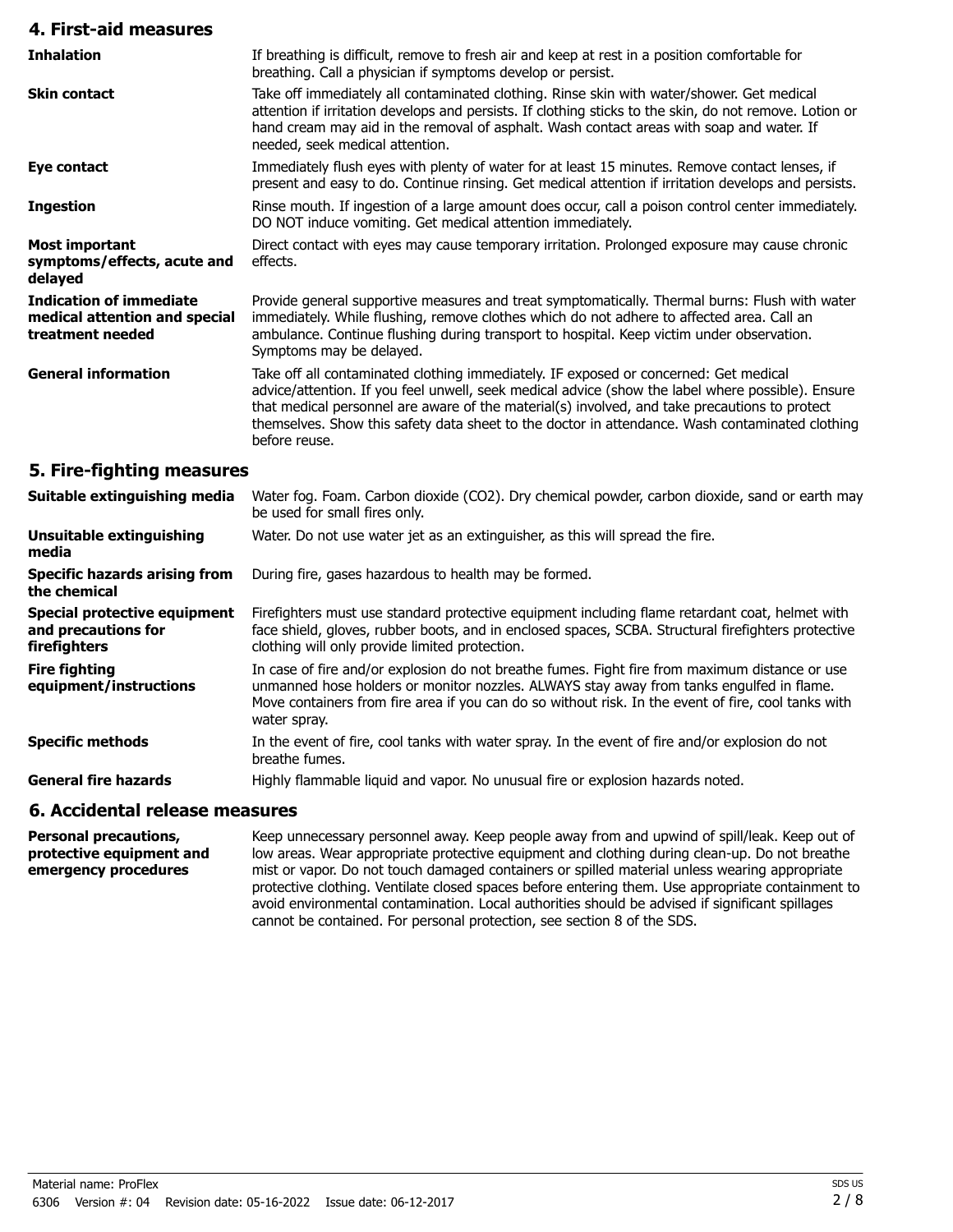## 4. First-aid measures

| | |
|---|---|
| **Inhalation** | If breathing is difficult, remove to fresh air and keep at rest in a position comfortable for breathing. Call a physician if symptoms develop or persist. |
| **Skin contact** | Take off immediately all contaminated clothing. Rinse skin with water/shower. Get medical attention if irritation develops and persists. If clothing sticks to the skin, do not remove. Lotion or hand cream may aid in the removal of asphalt. Wash contact areas with soap and water. If needed, seek medical attention. |
| **Eye contact** | Immediately flush eyes with plenty of water for at least 15 minutes. Remove contact lenses, if present and easy to do. Continue rinsing. Get medical attention if irritation develops and persists. |
| **Ingestion** | Rinse mouth. If ingestion of a large amount does occur, call a poison control center immediately. DO NOT induce vomiting. Get medical attention immediately. |
| **Most important symptoms/effects, acute and delayed** | Direct contact with eyes may cause temporary irritation. Prolonged exposure may cause chronic effects. |
| **Indication of immediate medical attention and special treatment needed** | Provide general supportive measures and treat symptomatically. Thermal burns: Flush with water immediately. While flushing, remove clothes which do not adhere to affected area. Call an ambulance. Continue flushing during transport to hospital. Keep victim under observation. Symptoms may be delayed. |
| **General information** | Take off all contaminated clothing immediately. IF exposed or concerned: Get medical advice/attention. If you feel unwell, seek medical advice (show the label where possible). Ensure that medical personnel are aware of the material(s) involved, and take precautions to protect themselves. Show this safety data sheet to the doctor in attendance. Wash contaminated clothing before reuse. |

## 5. Fire-fighting measures

| | |
|---|---|
| **Suitable extinguishing media** | Water fog. Foam. Carbon dioxide ($CO_2$). Dry chemical powder, carbon dioxide, sand or earth may be used for small fires only. |
| **Unsuitable extinguishing media** | Water. Do not use water jet as an extinguisher, as this will spread the fire. |
| **Specific hazards arising from the chemical** | During fire, gases hazardous to health may be formed. |
| **Special protective equipment and precautions for firefighters** | Firefighters must use standard protective equipment including flame retardant coat, helmet with face shield, gloves, rubber boots, and in enclosed spaces, SCBA. Structural firefighters protective clothing will only provide limited protection. |
| **Fire fighting equipment/instructions** | In case of fire and/or explosion do not breathe fumes. Fight fire from maximum distance or use unmanned hose holders or monitor nozzles. ALWAYS stay away from tanks engulfed in flame. Move containers from fire area if you can do so without risk. In the event of fire, cool tanks with water spray. |
| **Specific methods** | In the event of fire, cool tanks with water spray. In the event of fire and/or explosion do not breathe fumes. |
| **General fire hazards** | Highly flammable liquid and vapor. No unusual fire or explosion hazards noted. |

## 6. Accidental release measures

| | |
|---|---|
| **Personal precautions, protective equipment and emergency procedures** | Keep unnecessary personnel away. Keep people away from and upwind of spill/leak. Keep out of low areas. Wear appropriate protective equipment and clothing during clean-up. Do not breathe mist or vapor. Do not touch damaged containers or spilled material unless wearing appropriate protective clothing. Ventilate closed spaces before entering them. Use appropriate containment to avoid environmental contamination. Local authorities should be advised if significant spillages cannot be contained. For personal protection, see section 8 of the SDS. |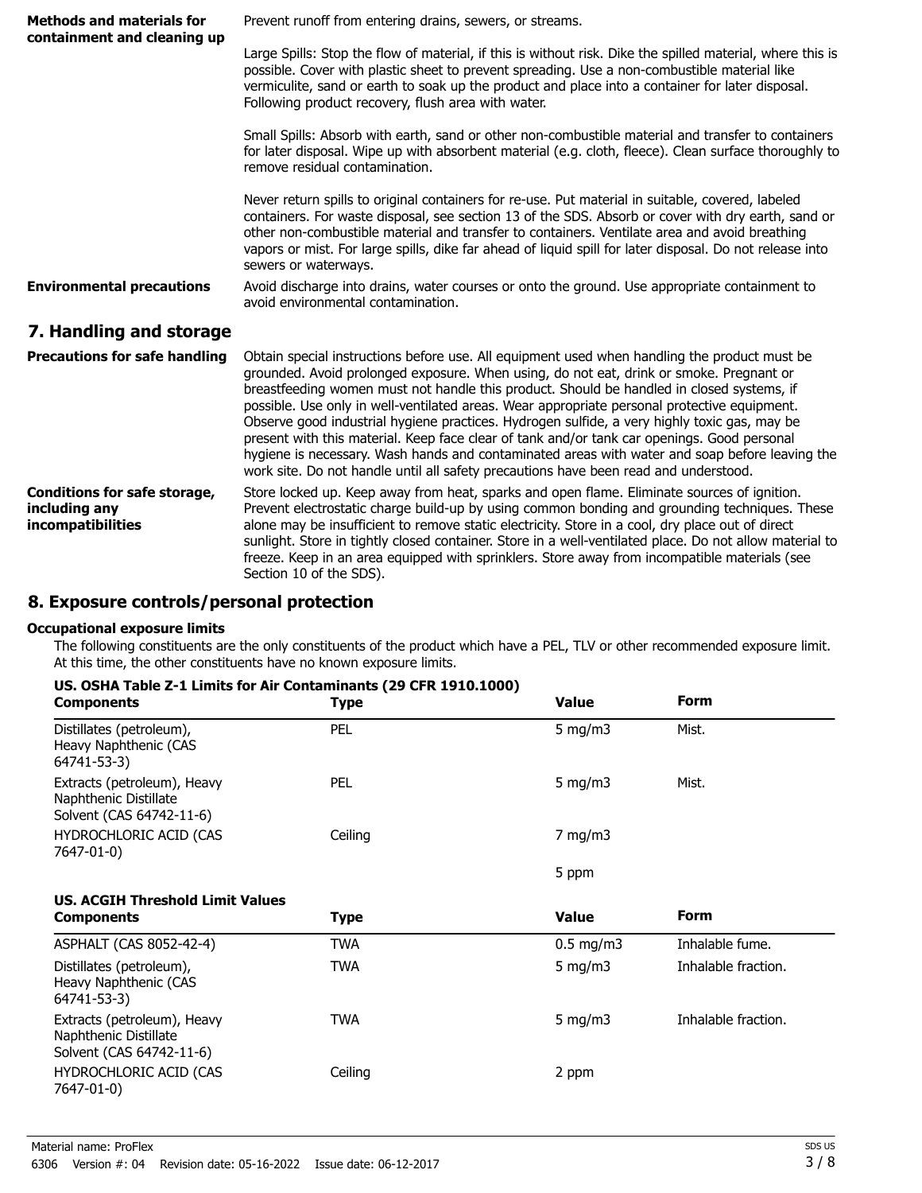| | |
|---|---|
| **Methods and materials for containment and cleaning up** | Prevent runoff from entering drains, sewers, or streams.<br><br>Large Spills: Stop the flow of material, if this is without risk. Dike the spilled material, where this is possible. Cover with plastic sheet to prevent spreading. Use a non-combustible material like vermiculite, sand or earth to soak up the product and place into a container for later disposal. Following product recovery, flush area with water.<br><br>Small Spills: Absorb with earth, sand or other non-combustible material and transfer to containers for later disposal. Wipe up with absorbent material (e.g. cloth, fleece). Clean surface thoroughly to remove residual contamination.<br><br>Never return spills to original containers for re-use. Put material in suitable, covered, labeled containers. For waste disposal, see section 13 of the SDS. Absorb or cover with dry earth, sand or other non-combustible material and transfer to containers. Ventilate area and avoid breathing vapors or mist. For large spills, dike far ahead of liquid spill for later disposal. Do not release into sewers or waterways. |
| **Environmental precautions** | Avoid discharge into drains, water courses or onto the ground. Use appropriate containment to avoid environmental contamination. |

## 7. Handling and storage

| | |
|---|---|
| **Precautions for safe handling** | Obtain special instructions before use. All equipment used when handling the product must be grounded. Avoid prolonged exposure. When using, do not eat, drink or smoke. Pregnant or breastfeeding women must not handle this product. Should be handled in closed systems, if possible. Use only in well-ventilated areas. Wear appropriate personal protective equipment. Observe good industrial hygiene practices. Hydrogen sulfide, a very highly toxic gas, may be present with this material. Keep face clear of tank and/or tank car openings. Good personal hygiene is necessary. Wash hands and contaminated areas with water and soap before leaving the work site. Do not handle until all safety precautions have been read and understood. |
| **Conditions for safe storage, including any incompatibilities** | Store locked up. Keep away from heat, sparks and open flame. Eliminate sources of ignition. Prevent electrostatic charge build-up by using common bonding and grounding techniques. These alone may be insufficient to remove static electricity. Store in a cool, dry place out of direct sunlight. Store in tightly closed container. Store in a well-ventilated place. Do not allow material to freeze. Keep in an area equipped with sprinklers. Store away from incompatible materials (see Section 10 of the SDS). |

## 8. Exposure controls/personal protection

### Occupational exposure limits

The following constituents are the only constituents of the product which have a PEL, TLV or other recommended exposure limit. At this time, the other constituents have no known exposure limits.

**US. OSHA Table Z-1 Limits for Air Contaminants (29 CFR 1910.1000)**

| Components | Type | Value | Form |
|---|---|---|---|
| Distillates (petroleum), Heavy Naphthenic (CAS 64741-53-3) | PEL | 5 mg/m3 | Mist. |
| Extracts (petroleum), Heavy Naphthenic Distillate Solvent (CAS 64742-11-6) | PEL | 5 mg/m3 | Mist. |
| HYDROCHLORIC ACID (CAS 7647-01-0) | Ceiling | 7 mg/m3 | |
| | | 5 ppm | |

**US. ACGIH Threshold Limit Values**

| Components | Type | Value | Form |
|---|---|---|---|
| ASPHALT (CAS 8052-42-4) | TWA | 0.5 mg/m3 | Inhalable fume. |
| Distillates (petroleum), Heavy Naphthenic (CAS 64741-53-3) | TWA | 5 mg/m3 | Inhalable fraction. |
| Extracts (petroleum), Heavy Naphthenic Distillate Solvent (CAS 64742-11-6) | TWA | 5 mg/m3 | Inhalable fraction. |
| HYDROCHLORIC ACID (CAS 7647-01-0) | Ceiling | 2 ppm | |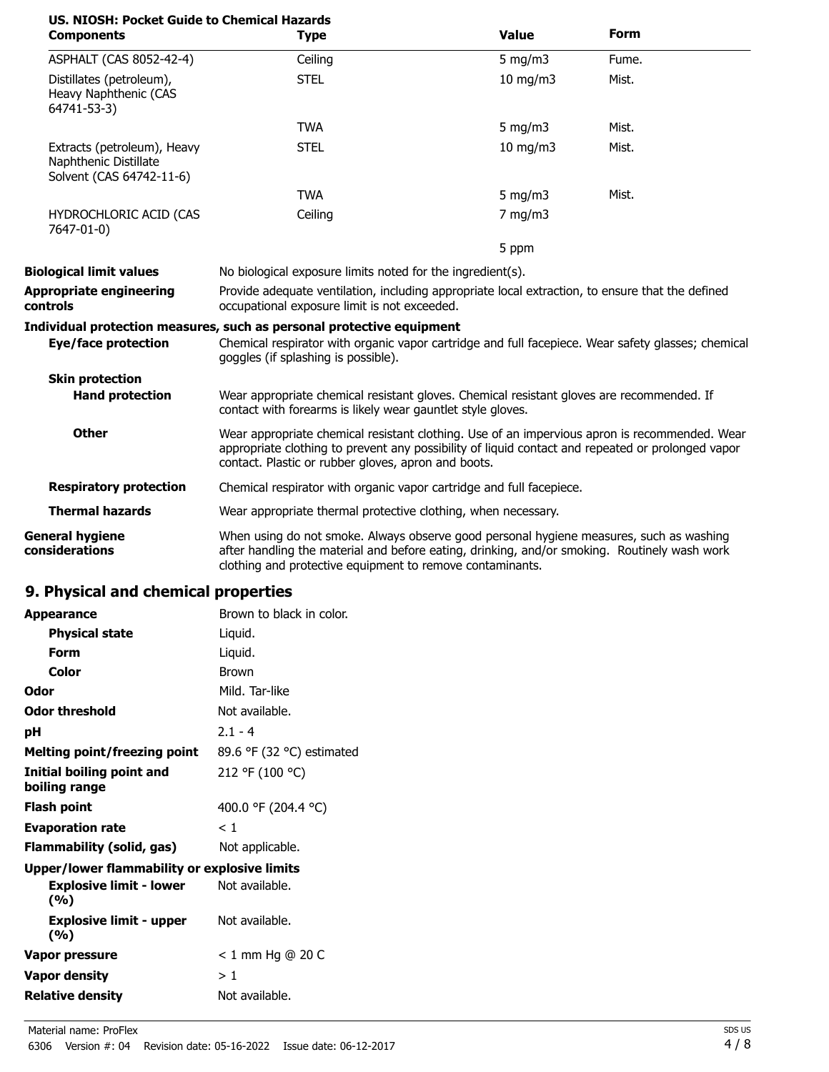**US. NIOSH: Pocket Guide to Chemical Hazards**

| Components | Type | Value | Form |
| --- | --- | --- | --- |
| ASPHALT (CAS 8052-42-4) | Ceiling | 5 mg/m3 | Fume. |
| Distillates (petroleum), Heavy Naphthenic (CAS 64741-53-3) | STEL | 10 mg/m3 | Mist. |
| | TWA | 5 mg/m3 | Mist. |
| Extracts (petroleum), Heavy Naphthenic Distillate Solvent (CAS 64742-11-6) | STEL | 10 mg/m3 | Mist. |
| | TWA | 5 mg/m3 | Mist. |
| HYDROCHLORIC ACID (CAS 7647-01-0) | Ceiling | 7 mg/m3 | |
| | | 5 ppm | |

**Biological limit values** No biological exposure limits noted for the ingredient(s).

**Appropriate engineering controls** Provide adequate ventilation, including appropriate local extraction, to ensure that the defined occupational exposure limit is not exceeded.

**Individual protection measures, such as personal protective equipment**

**Eye/face protection** Chemical respirator with organic vapor cartridge and full facepiece. Wear safety glasses; chemical goggles (if splashing is possible).

**Skin protection**

**Hand protection** Wear appropriate chemical resistant gloves. Chemical resistant gloves are recommended. If contact with forearms is likely wear gauntlet style gloves.

**Other** Wear appropriate chemical resistant clothing. Use of an impervious apron is recommended. Wear appropriate clothing to prevent any possibility of liquid contact and repeated or prolonged vapor contact. Plastic or rubber gloves, apron and boots.

**Respiratory protection** Chemical respirator with organic vapor cartridge and full facepiece.

**Thermal hazards** Wear appropriate thermal protective clothing, when necessary.

**General hygiene considerations** When using do not smoke. Always observe good personal hygiene measures, such as washing after handling the material and before eating, drinking, and/or smoking. Routinely wash work clothing and protective equipment to remove contaminants.

## 9. Physical and chemical properties

| | |
| --- | --- |
| **Appearance** | Brown to black in color. |
| **Physical state** | Liquid. |
| **Form** | Liquid. |
| **Color** | Brown |
| **Odor** | Mild. Tar-like |
| **Odor threshold** | Not available. |
| **pH** | 2.1 - 4 |
| **Melting point/freezing point** | 89.6 °F (32 °C) estimated |
| **Initial boiling point and boiling range** | 212 °F (100 °C) |
| **Flash point** | 400.0 °F (204.4 °C) |
| **Evaporation rate** | < 1 |
| **Flammability (solid, gas)** | Not applicable. |
| **Upper/lower flammability or explosive limits** | |
| **Explosive limit - lower (%)** | Not available. |
| **Explosive limit - upper (%)** | Not available. |
| **Vapor pressure** | < 1 mm Hg @ 20 C |
| **Vapor density** | > 1 |
| **Relative density** | Not available. |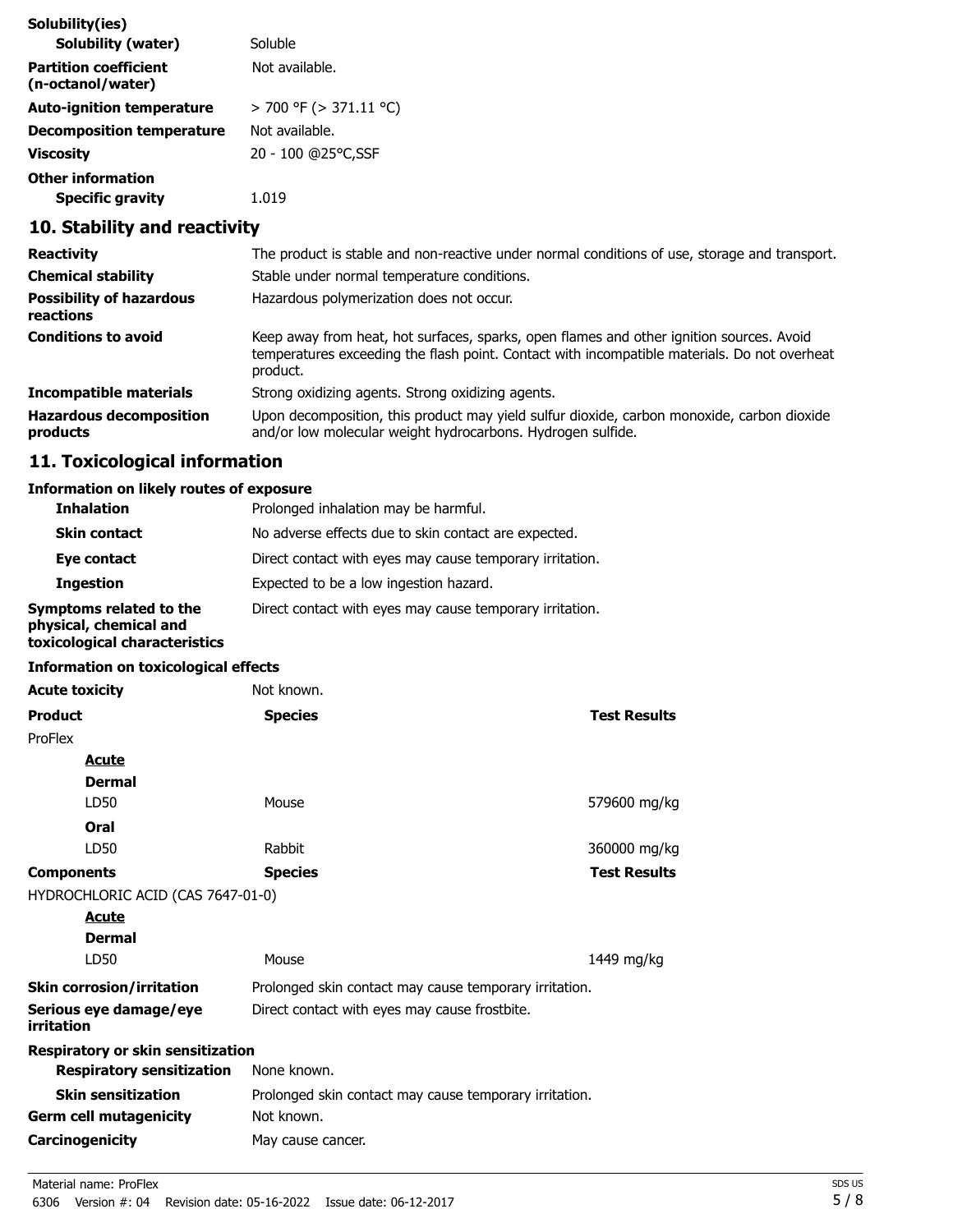**Solubility(ies)**

| | |
|---|---|
| **Solubility (water)** | Soluble |
| **Partition coefficient (n-octanol/water)** | Not available. |
| **Auto-ignition temperature** | > 700 °F (> 371.11 °C) |
| **Decomposition temperature** | Not available. |
| **Viscosity** | 20 - 100 @25°C,SSF |

**Other information**

| | |
|---|---|
| **Specific gravity** | 1.019 |

## 10. Stability and reactivity

| | |
|---|---|
| **Reactivity** | The product is stable and non-reactive under normal conditions of use, storage and transport. |
| **Chemical stability** | Stable under normal temperature conditions. |
| **Possibility of hazardous reactions** | Hazardous polymerization does not occur. |
| **Conditions to avoid** | Keep away from heat, hot surfaces, sparks, open flames and other ignition sources. Avoid temperatures exceeding the flash point. Contact with incompatible materials. Do not overheat product. |
| **Incompatible materials** | Strong oxidizing agents. Strong oxidizing agents. |
| **Hazardous decomposition products** | Upon decomposition, this product may yield sulfur dioxide, carbon monoxide, carbon dioxide and/or low molecular weight hydrocarbons. Hydrogen sulfide. |

## 11. Toxicological information

**Information on likely routes of exposure**

| | |
|---|---|
| **Inhalation** | Prolonged inhalation may be harmful. |
| **Skin contact** | No adverse effects due to skin contact are expected. |
| **Eye contact** | Direct contact with eyes may cause temporary irritation. |
| **Ingestion** | Expected to be a low ingestion hazard. |
| **Symptoms related to the physical, chemical and toxicological characteristics** | Direct contact with eyes may cause temporary irritation. |

**Information on toxicological effects**

**Acute toxicity** Not known.

| Product | Species | Test Results |
|---|---|---|
| ProFlex | | |
| ***Acute*** | | |
| **Dermal** | | |
| LD50 | Mouse | 579600 mg/kg |
| **Oral** | | |
| LD50 | Rabbit | 360000 mg/kg |
| **Components** | **Species** | **Test Results** |
| HYDROCHLORIC ACID (CAS 7647-01-0) | | |
| ***Acute*** | | |
| **Dermal** | | |
| LD50 | Mouse | 1449 mg/kg |

| | |
|---|---|
| **Skin corrosion/irritation** | Prolonged skin contact may cause temporary irritation. |
| **Serious eye damage/eye irritation** | Direct contact with eyes may cause frostbite. |

**Respiratory or skin sensitization**

| | |
|---|---|
| **Respiratory sensitization** | None known. |
| **Skin sensitization** | Prolonged skin contact may cause temporary irritation. |
| **Germ cell mutagenicity** | Not known. |
| **Carcinogenicity** | May cause cancer. |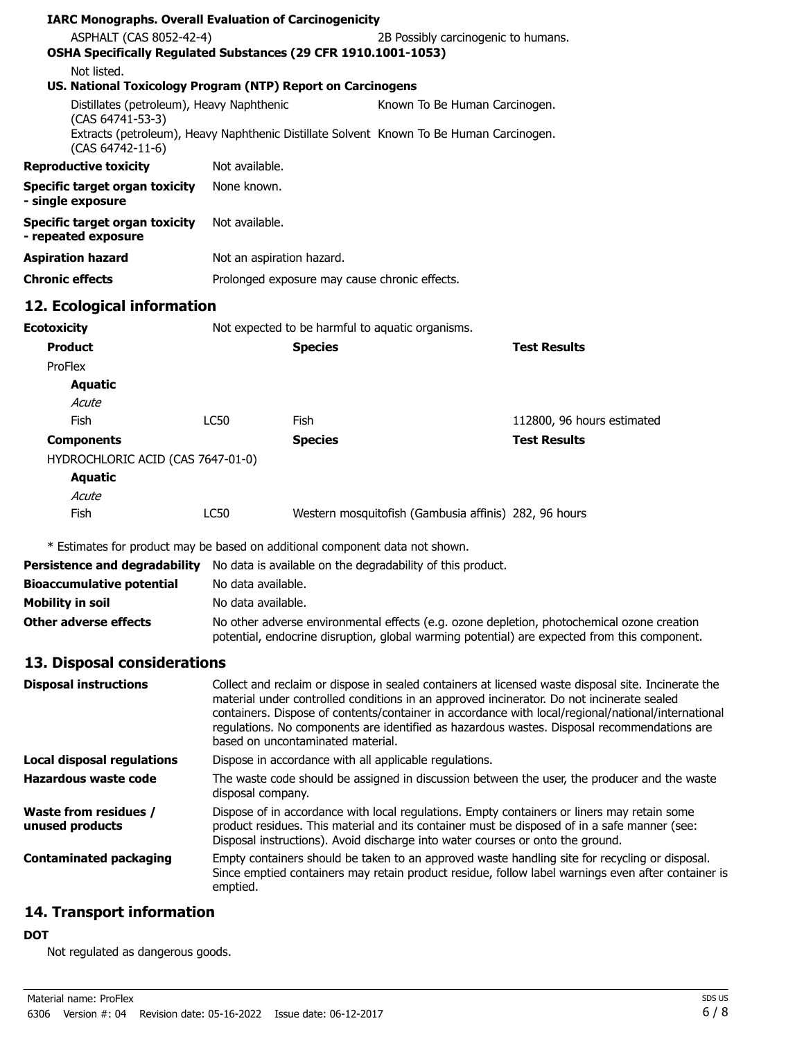**IARC Monographs. Overall Evaluation of Carcinogenicity**

| | |
|---|---|
| ASPHALT (CAS 8052-42-4) | 2B Possibly carcinogenic to humans. |

**OSHA Specifically Regulated Substances (29 CFR 1910.1001-1053)**

Not listed.

**US. National Toxicology Program (NTP) Report on Carcinogens**

| | |
|---|---|
| Distillates (petroleum), Heavy Naphthenic (CAS 64741-53-3) | Known To Be Human Carcinogen. |
| Extracts (petroleum), Heavy Naphthenic Distillate Solvent (CAS 64742-11-6) | Known To Be Human Carcinogen. |

**Reproductive toxicity** Not available.

**Specific target organ toxicity - single exposure** None known.

**Specific target organ toxicity - repeated exposure** Not available.

**Aspiration hazard** Not an aspiration hazard.

**Chronic effects** Prolonged exposure may cause chronic effects.

## 12. Ecological information

**Ecotoxicity** Not expected to be harmful to aquatic organisms.

| **Product** | | **Species** | **Test Results** |
|---|---|---|---|
| ProFlex | | | |
| **Aquatic** | | | |
| *Acute* | | | |
| Fish | LC50 | Fish | 112800, 96 hours estimated |
| **Components** | | **Species** | **Test Results** |
| HYDROCHLORIC ACID (CAS 7647-01-0) | | | |
| **Aquatic** | | | |
| *Acute* | | | |
| Fish | LC50 | Western mosquitofish (Gambusia affinis) | 282, 96 hours |

\* Estimates for product may be based on additional component data not shown.

**Persistence and degradability** No data is available on the degradability of this product.

**Bioaccumulative potential** No data available.

**Mobility in soil** No data available.

**Other adverse effects** No other adverse environmental effects (e.g. ozone depletion, photochemical ozone creation potential, endocrine disruption, global warming potential) are expected from this component.

## 13. Disposal considerations

**Disposal instructions** Collect and reclaim or dispose in sealed containers at licensed waste disposal site. Incinerate the material under controlled conditions in an approved incinerator. Do not incinerate sealed containers. Dispose of contents/container in accordance with local/regional/national/international regulations. No components are identified as hazardous wastes. Disposal recommendations are based on uncontaminated material.

**Local disposal regulations** Dispose in accordance with all applicable regulations.

**Hazardous waste code** The waste code should be assigned in discussion between the user, the producer and the waste disposal company.

**Waste from residues / unused products** Dispose of in accordance with local regulations. Empty containers or liners may retain some product residues. This material and its container must be disposed of in a safe manner (see: Disposal instructions). Avoid discharge into water courses or onto the ground.

**Contaminated packaging** Empty containers should be taken to an approved waste handling site for recycling or disposal. Since emptied containers may retain product residue, follow label warnings even after container is emptied.

## 14. Transport information

**DOT**

Not regulated as dangerous goods.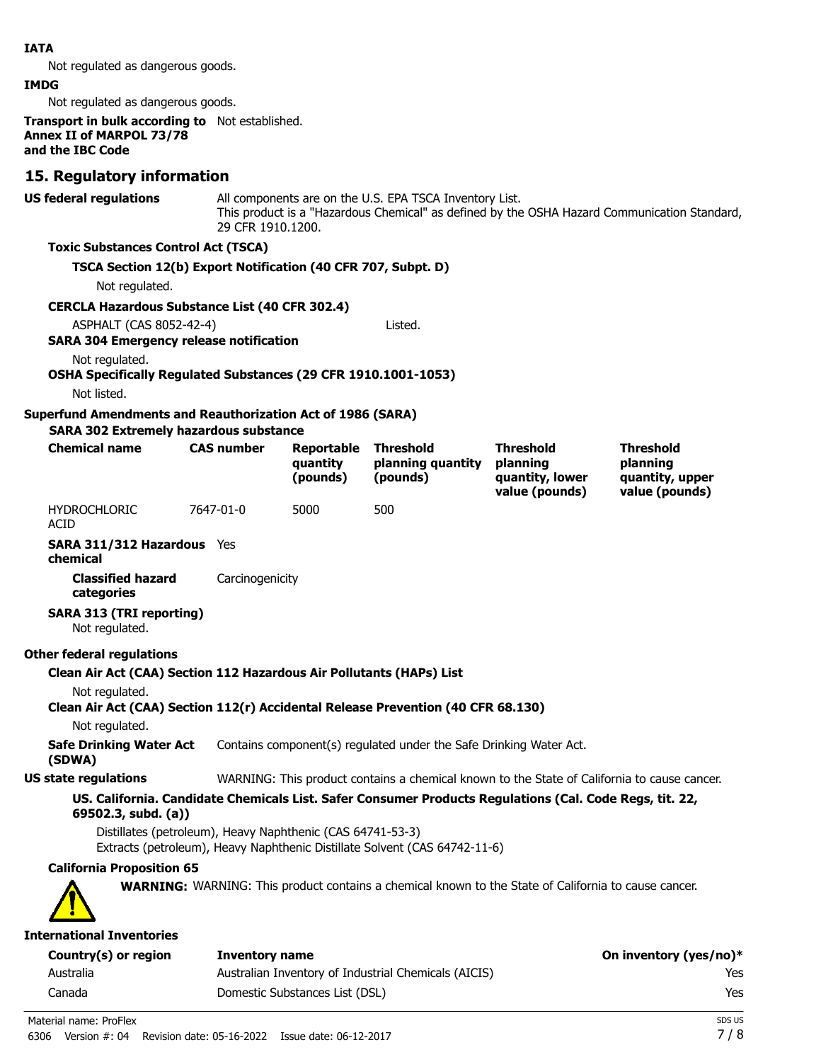**IATA**

Not regulated as dangerous goods.

**IMDG**

Not regulated as dangerous goods.

**Transport in bulk according to Annex II of MARPOL 73/78 and the IBC Code** Not established.

## 15. Regulatory information

**US federal regulations** All components are on the U.S. EPA TSCA Inventory List.
This product is a "Hazardous Chemical" as defined by the OSHA Hazard Communication Standard, 29 CFR 1910.1200.

**Toxic Substances Control Act (TSCA)**

**TSCA Section 12(b) Export Notification (40 CFR 707, Subpt. D)**

Not regulated.

**CERCLA Hazardous Substance List (40 CFR 302.4)**

ASPHALT (CAS 8052-42-4) Listed.

**SARA 304 Emergency release notification**

Not regulated.

**OSHA Specifically Regulated Substances (29 CFR 1910.1001-1053)**

Not listed.

**Superfund Amendments and Reauthorization Act of 1986 (SARA)**

**SARA 302 Extremely hazardous substance**

| Chemical name | CAS number | Reportable quantity (pounds) | Threshold planning quantity (pounds) | Threshold planning quantity, lower value (pounds) | Threshold planning quantity, upper value (pounds) |
|---|---|---|---|---|---|
| HYDROCHLORIC ACID | 7647-01-0 | 5000 | 500 | | |

**SARA 311/312 Hazardous chemical** Yes

**Classified hazard categories** Carcinogenicity

**SARA 313 (TRI reporting)**

Not regulated.

**Other federal regulations**

**Clean Air Act (CAA) Section 112 Hazardous Air Pollutants (HAPs) List**

Not regulated.

**Clean Air Act (CAA) Section 112(r) Accidental Release Prevention (40 CFR 68.130)**

Not regulated.

**Safe Drinking Water Act (SDWA)** Contains component(s) regulated under the Safe Drinking Water Act.

**US state regulations** WARNING: This product contains a chemical known to the State of California to cause cancer.

**US. California. Candidate Chemicals List. Safer Consumer Products Regulations (Cal. Code Regs, tit. 22, 69502.3, subd. (a))**

Distillates (petroleum), Heavy Naphthenic (CAS 64741-53-3)
Extracts (petroleum), Heavy Naphthenic Distillate Solvent (CAS 64742-11-6)

**California Proposition 65**

**WARNING:** WARNING: This product contains a chemical known to the State of California to cause cancer.

**International Inventories**

| Country(s) or region | Inventory name | On inventory (yes/no)* |
|---|---|---|
| Australia | Australian Inventory of Industrial Chemicals (AICIS) | Yes |
| Canada | Domestic Substances List (DSL) | Yes |

Material name: ProFlex
6306 Version #: 04 Revision date: 05-16-2022 Issue date: 06-12-2017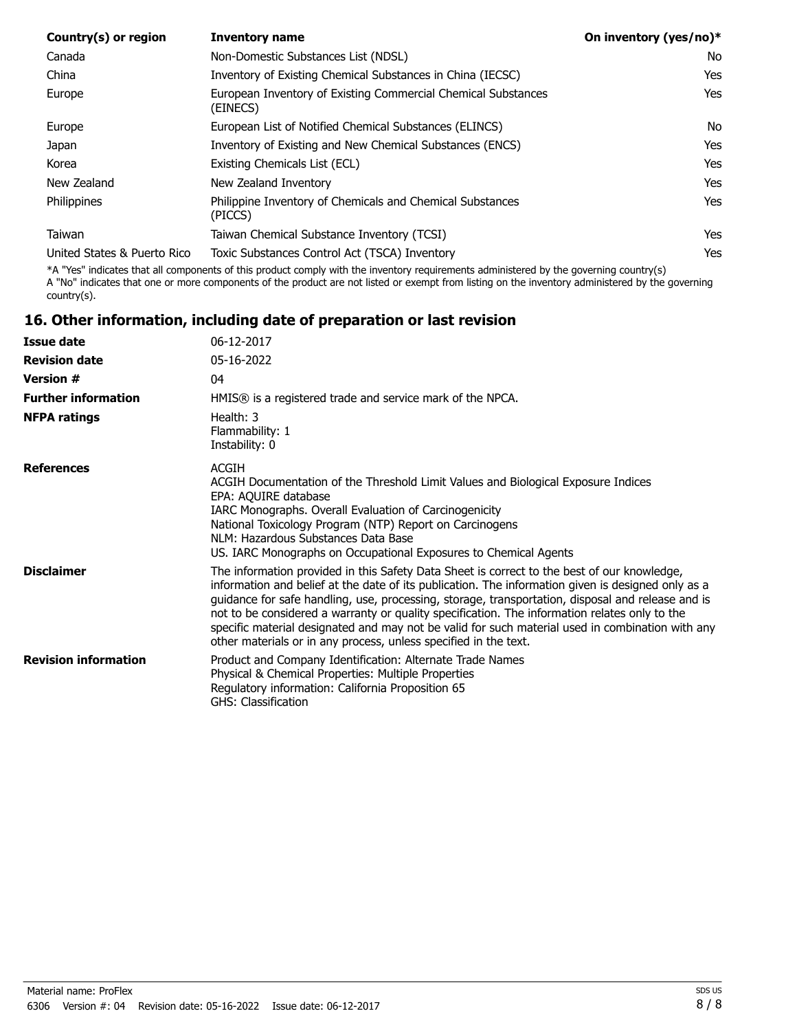| Country(s) or region | Inventory name | On inventory (yes/no)* |
| --- | --- | --- |
| Canada | Non-Domestic Substances List (NDSL) | No |
| China | Inventory of Existing Chemical Substances in China (IECSC) | Yes |
| Europe | European Inventory of Existing Commercial Chemical Substances (EINECS) | Yes |
| Europe | European List of Notified Chemical Substances (ELINCS) | No |
| Japan | Inventory of Existing and New Chemical Substances (ENCS) | Yes |
| Korea | Existing Chemicals List (ECL) | Yes |
| New Zealand | New Zealand Inventory | Yes |
| Philippines | Philippine Inventory of Chemicals and Chemical Substances (PICCS) | Yes |
| Taiwan | Taiwan Chemical Substance Inventory (TCSI) | Yes |
| United States & Puerto Rico | Toxic Substances Control Act (TSCA) Inventory | Yes |

*A "Yes" indicates that all components of this product comply with the inventory requirements administered by the governing country(s)
A "No" indicates that one or more components of the product are not listed or exempt from listing on the inventory administered by the governing country(s).

## 16. Other information, including date of preparation or last revision

**Issue date** 06-12-2017

**Revision date** 05-16-2022

**Version #** 04

**Further information** HMIS® is a registered trade and service mark of the NPCA.

**NFPA ratings**
Health: 3
Flammability: 1
Instability: 0

**References**
ACGIH
ACGIH Documentation of the Threshold Limit Values and Biological Exposure Indices
EPA: AQUIRE database
IARC Monographs. Overall Evaluation of Carcinogenicity
National Toxicology Program (NTP) Report on Carcinogens
NLM: Hazardous Substances Data Base
US. IARC Monographs on Occupational Exposures to Chemical Agents

**Disclaimer** The information provided in this Safety Data Sheet is correct to the best of our knowledge, information and belief at the date of its publication. The information given is designed only as a guidance for safe handling, use, processing, storage, transportation, disposal and release and is not to be considered a warranty or quality specification. The information relates only to the specific material designated and may not be valid for such material used in combination with any other materials or in any process, unless specified in the text.

**Revision information**
Product and Company Identification: Alternate Trade Names
Physical & Chemical Properties: Multiple Properties
Regulatory information: California Proposition 65
GHS: Classification